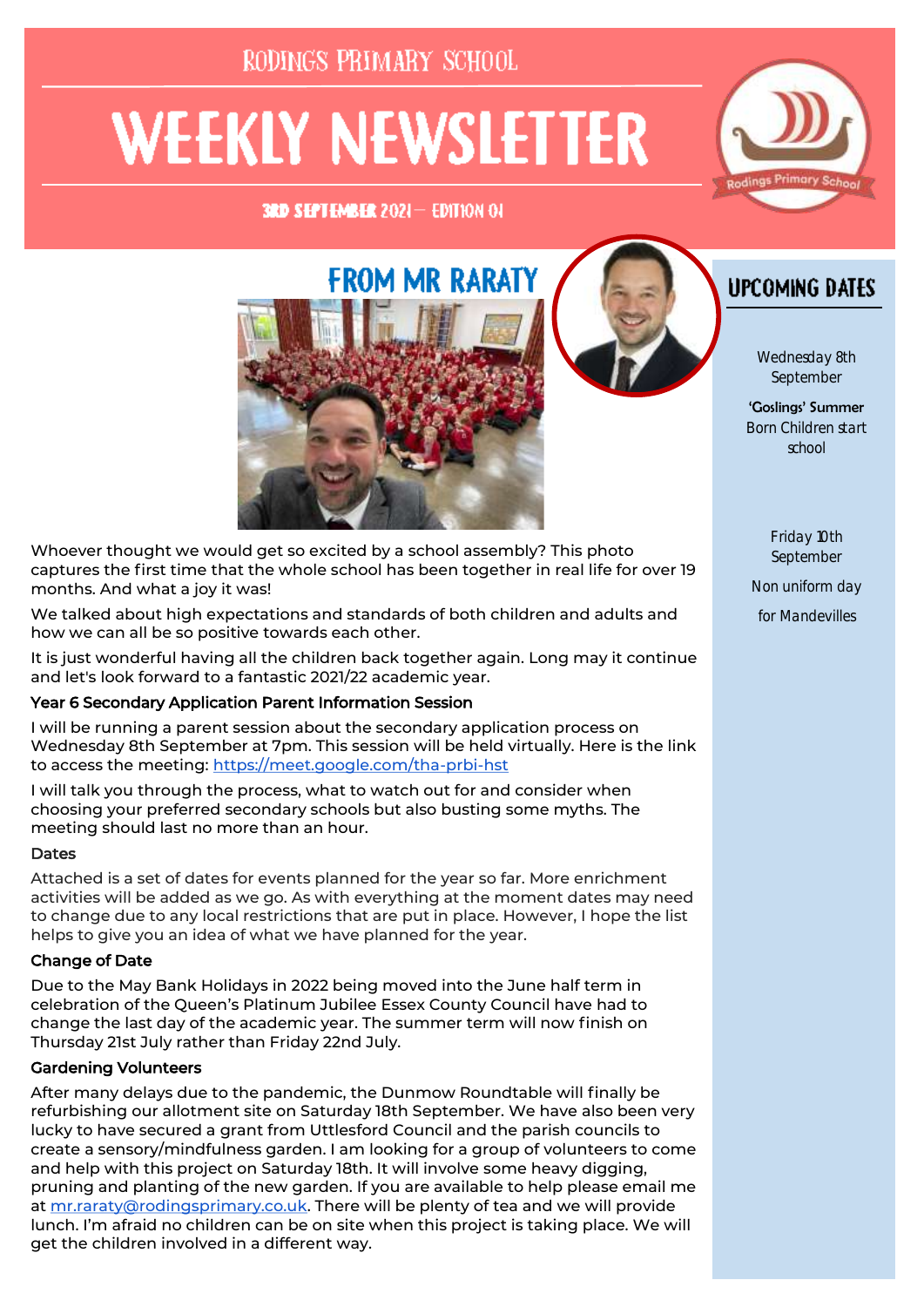RODINGS PRIMARY SCHOOL

# WEEKLY NEWSLETTER

3RD SEPTEMBER 2021 — EDITION 01

## FROM MR RARATY

Whoever thought we would get so excited by a school assembly? This photo captures the first time that the whole school has been together in real life for over 19 months. And what a joy it was!

We talked about high expectations and standards of both children and adults and how we can all be so positive towards each other.

It is just wonderful having all the children back together again. Long may it continue and let's look forward to a fantastic 2021/22 academic year.

### Year 6 Secondary Application Parent Information Session

I will be running a parent session about the secondary application process on Wednesday 8th September at 7pm. This session will be held virtually. Here is the link to access the meeting: https://meet.google.com/tha-prbi-hst

I will talk you through the process, what to watch out for and consider when choosing your preferred secondary schools but also busting some myths. The meeting should last no more than an hour.

### Dates

Attached is a set of dates for events planned for the year so far. More enrichment activities will be added as we go. As with everything at the moment dates may need to change due to any local restrictions that are put in place. However, I hope the list helps to give you an idea of what we have planned for the year.

### Change of Date

Due to the May Bank Holidays in 2022 being moved into the June half term in celebration of the Queen's Platinum Jubilee Essex County Council have had to change the last day of the academic year. The summer term will now finish on Thursday 21st July rather than Friday 22nd July.

### Gardening Volunteers

After many delays due to the pandemic, the Dunmow Roundtable will finally be refurbishing our allotment site on Saturday 18th September. We have also been very lucky to have secured a grant from Uttlesford Council and the parish councils to create a sensory/mindfulness garden. I am looking for a group of volunteers to come and help with this project on Saturday 18th. It will involve some heavy digging, pruning and planting of the new garden. If you are available to help please email me at mr.raraty@rodingsprimary.co.uk. There will be plenty of tea and we will provide lunch. I'm afraid no children can be on site when this project is taking place. We will get the children involved in a different way.

## UPCOMING DATES

Wednesday 8th September

'Goslings' Summer Born Children start school

Friday 10th September

Non uniform day

for Mandevilles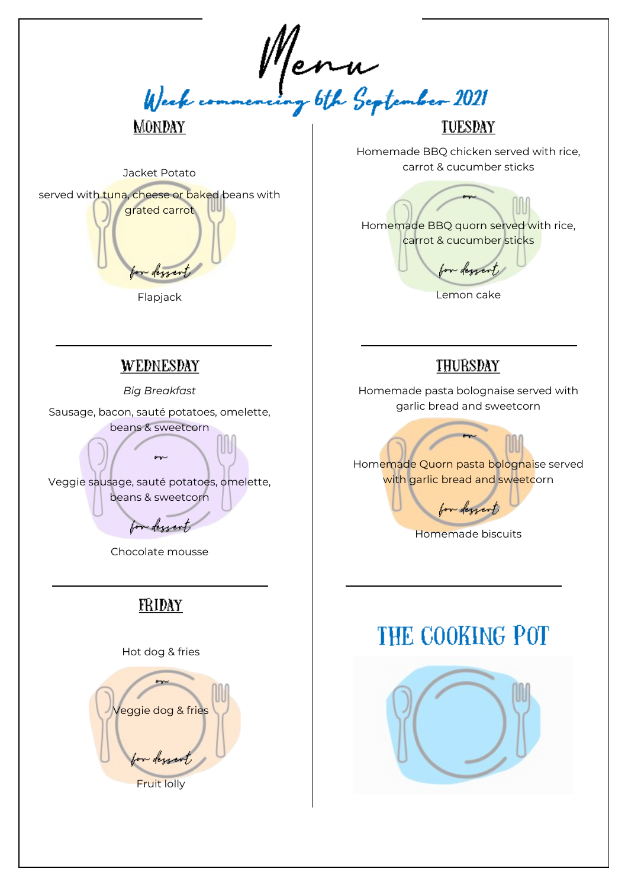# Menu

## Week commencing 6th September 2021

### MONDAY

Jacket Potato

served with tuna, cheese or baked beans with grated carrot

*for dessert*

Flapjack

### TUESDAY

Homemade BBQ chicken served with rice, carrot & cucumber sticks

*or*

Homemade BBQ quorn served with rice, carrot & cucumber sticks

*for dessert*

Lemon cake

### WEDNESDAY

*Big Breakfast*

Sausage, bacon, sauté potatoes, omelette, beans & sweetcorn

*or*

Veggie sausage, sauté potatoes, omelette, beans & sweetcorn

*for dessert*

Chocolate mousse

### THURSDAY

Homemade pasta bolognaise served with garlic bread and sweetcorn

*or*

Homemade Quorn pasta bolognaise served with garlic bread and sweetcorn

*for dessert*

Homemade biscuits

### FRIDAY

Hot dog & fries

*or*

Veggie dog & fries

*for dessert*

Fruit lolly

## THE COOKING POT